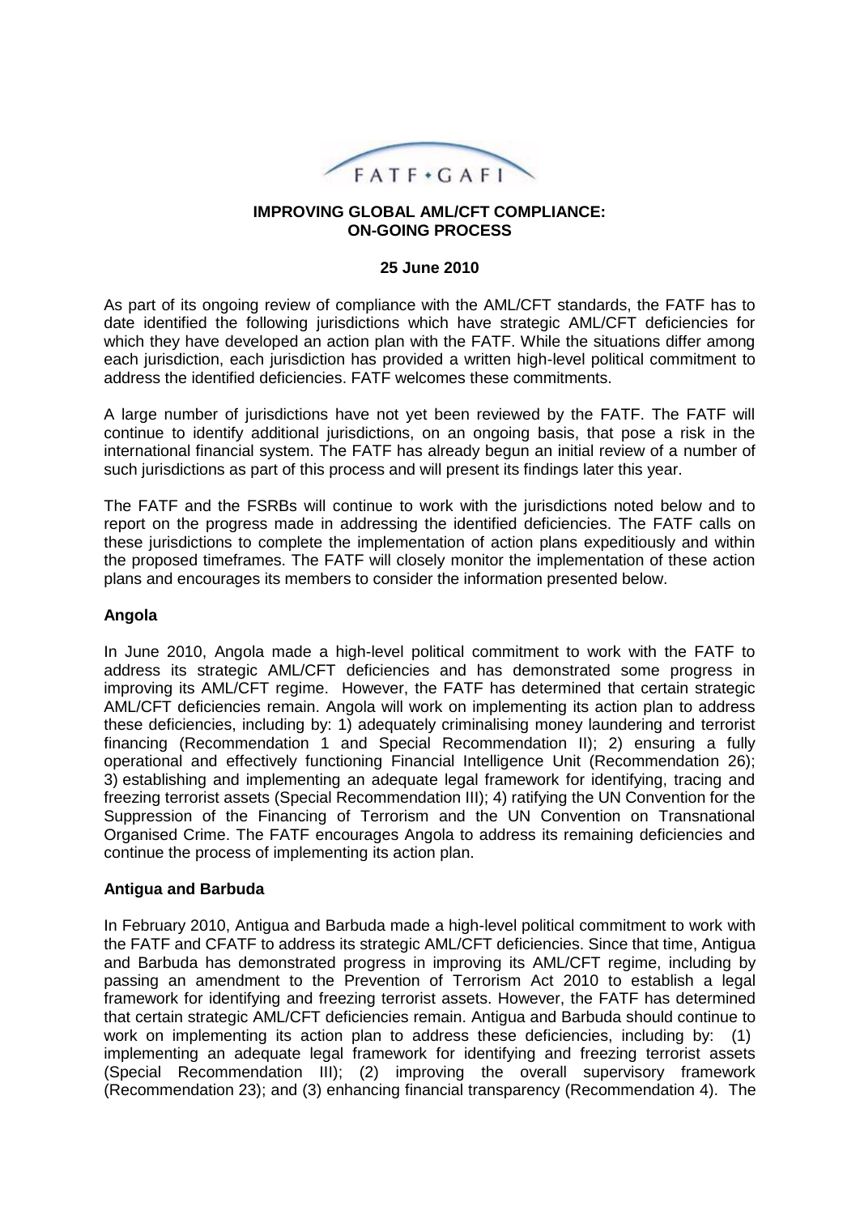FATF • GAFI

**IMPROVING GLOBAL AML/CFT COMPLIANCE: ON-GOING PROCESS**

**25 June 2010**

As part of its ongoing review of compliance with the AML/CFT standards, the FATF has to date identified the following jurisdictions which have strategic AML/CFT deficiencies for which they have developed an action plan with the FATF. While the situations differ among each jurisdiction, each jurisdiction has provided a written high-level political commitment to address the identified deficiencies. FATF welcomes these commitments.

A large number of jurisdictions have not yet been reviewed by the FATF. The FATF will continue to identify additional jurisdictions, on an ongoing basis, that pose a risk in the international financial system. The FATF has already begun an initial review of a number of such jurisdictions as part of this process and will present its findings later this year.

The FATF and the FSRBs will continue to work with the jurisdictions noted below and to report on the progress made in addressing the identified deficiencies. The FATF calls on these jurisdictions to complete the implementation of action plans expeditiously and within the proposed timeframes. The FATF will closely monitor the implementation of these action plans and encourages its members to consider the information presented below.

**Angola**

In June 2010, Angola made a high-level political commitment to work with the FATF to address its strategic AML/CFT deficiencies and has demonstrated some progress in improving its AML/CFT regime. However, the FATF has determined that certain strategic AML/CFT deficiencies remain. Angola will work on implementing its action plan to address these deficiencies, including by: 1) adequately criminalising money laundering and terrorist financing (Recommendation 1 and Special Recommendation II); 2) ensuring a fully operational and effectively functioning Financial Intelligence Unit (Recommendation 26); 3) establishing and implementing an adequate legal framework for identifying, tracing and freezing terrorist assets (Special Recommendation III); 4) ratifying the UN Convention for the Suppression of the Financing of Terrorism and the UN Convention on Transnational Organised Crime. The FATF encourages Angola to address its remaining deficiencies and continue the process of implementing its action plan.

**Antigua and Barbuda**

In February 2010, Antigua and Barbuda made a high-level political commitment to work with the FATF and CFATF to address its strategic AML/CFT deficiencies. Since that time, Antigua and Barbuda has demonstrated progress in improving its AML/CFT regime, including by passing an amendment to the Prevention of Terrorism Act 2010 to establish a legal framework for identifying and freezing terrorist assets. However, the FATF has determined that certain strategic AML/CFT deficiencies remain. Antigua and Barbuda should continue to work on implementing its action plan to address these deficiencies, including by: (1) implementing an adequate legal framework for identifying and freezing terrorist assets (Special Recommendation III); (2) improving the overall supervisory framework (Recommendation 23); and (3) enhancing financial transparency (Recommendation 4). The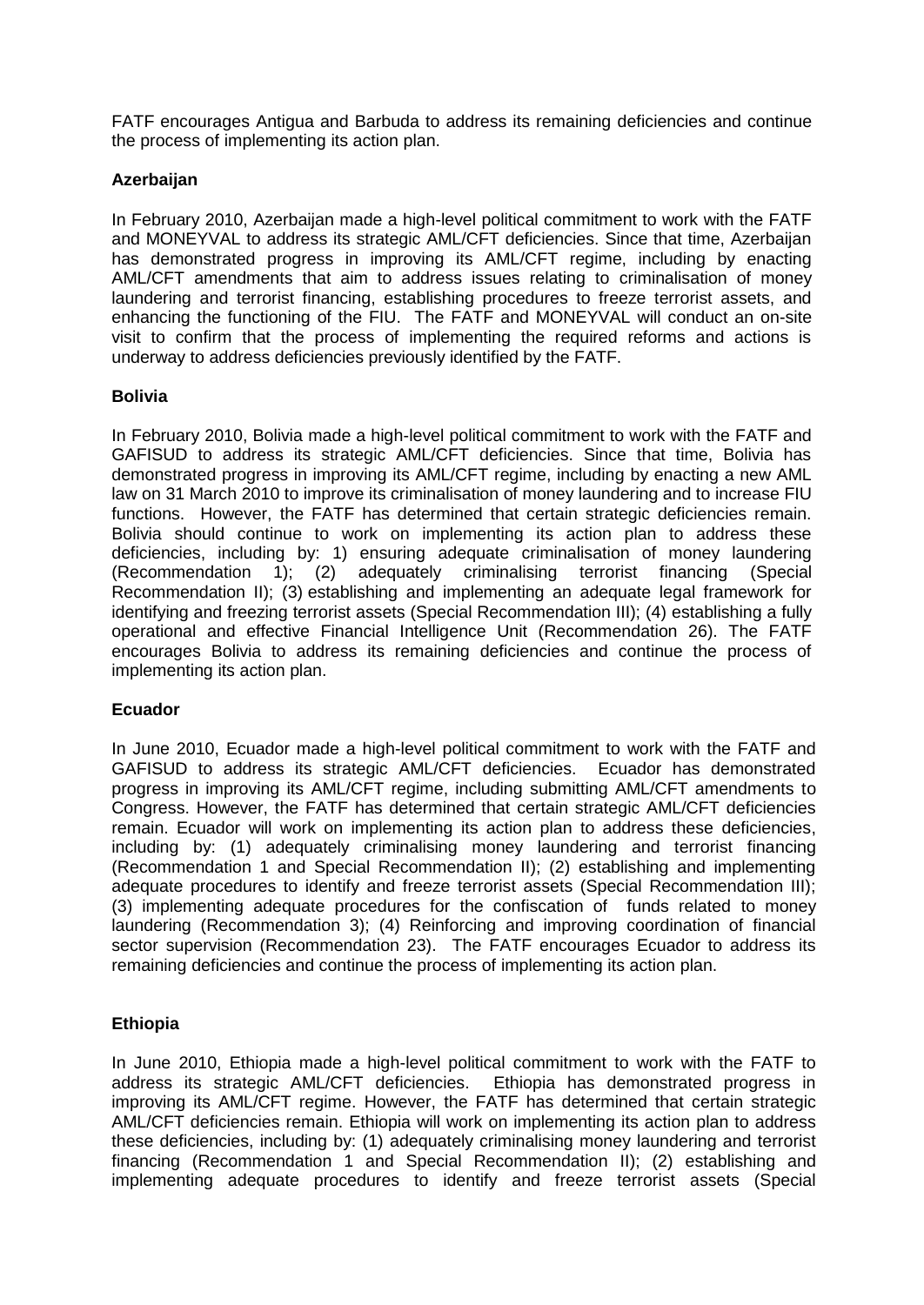FATF encourages Antigua and Barbuda to address its remaining deficiencies and continue the process of implementing its action plan.

**Azerbaijan**

In February 2010, Azerbaijan made a high-level political commitment to work with the FATF and MONEYVAL to address its strategic AML/CFT deficiencies. Since that time, Azerbaijan has demonstrated progress in improving its AML/CFT regime, including by enacting AML/CFT amendments that aim to address issues relating to criminalisation of money laundering and terrorist financing, establishing procedures to freeze terrorist assets, and enhancing the functioning of the FIU. The FATF and MONEYVAL will conduct an on-site visit to confirm that the process of implementing the required reforms and actions is underway to address deficiencies previously identified by the FATF.

**Bolivia**

In February 2010, Bolivia made a high-level political commitment to work with the FATF and GAFISUD to address its strategic AML/CFT deficiencies. Since that time, Bolivia has demonstrated progress in improving its AML/CFT regime, including by enacting a new AML law on 31 March 2010 to improve its criminalisation of money laundering and to increase FIU functions. However, the FATF has determined that certain strategic deficiencies remain. Bolivia should continue to work on implementing its action plan to address these deficiencies, including by: 1) ensuring adequate criminalisation of money laundering (Recommendation 1); (2) adequately criminalising terrorist financing (Special Recommendation II); (3) establishing and implementing an adequate legal framework for identifying and freezing terrorist assets (Special Recommendation III); (4) establishing a fully operational and effective Financial Intelligence Unit (Recommendation 26). The FATF encourages Bolivia to address its remaining deficiencies and continue the process of implementing its action plan.

**Ecuador**

In June 2010, Ecuador made a high-level political commitment to work with the FATF and GAFISUD to address its strategic AML/CFT deficiencies. Ecuador has demonstrated progress in improving its AML/CFT regime, including submitting AML/CFT amendments to Congress. However, the FATF has determined that certain strategic AML/CFT deficiencies remain. Ecuador will work on implementing its action plan to address these deficiencies, including by: (1) adequately criminalising money laundering and terrorist financing (Recommendation 1 and Special Recommendation II); (2) establishing and implementing adequate procedures to identify and freeze terrorist assets (Special Recommendation III); (3) implementing adequate procedures for the confiscation of funds related to money laundering (Recommendation 3); (4) Reinforcing and improving coordination of financial sector supervision (Recommendation 23). The FATF encourages Ecuador to address its remaining deficiencies and continue the process of implementing its action plan.

**Ethiopia**

In June 2010, Ethiopia made a high-level political commitment to work with the FATF to address its strategic AML/CFT deficiencies. Ethiopia has demonstrated progress in improving its AML/CFT regime. However, the FATF has determined that certain strategic AML/CFT deficiencies remain. Ethiopia will work on implementing its action plan to address these deficiencies, including by: (1) adequately criminalising money laundering and terrorist financing (Recommendation 1 and Special Recommendation II); (2) establishing and implementing adequate procedures to identify and freeze terrorist assets (Special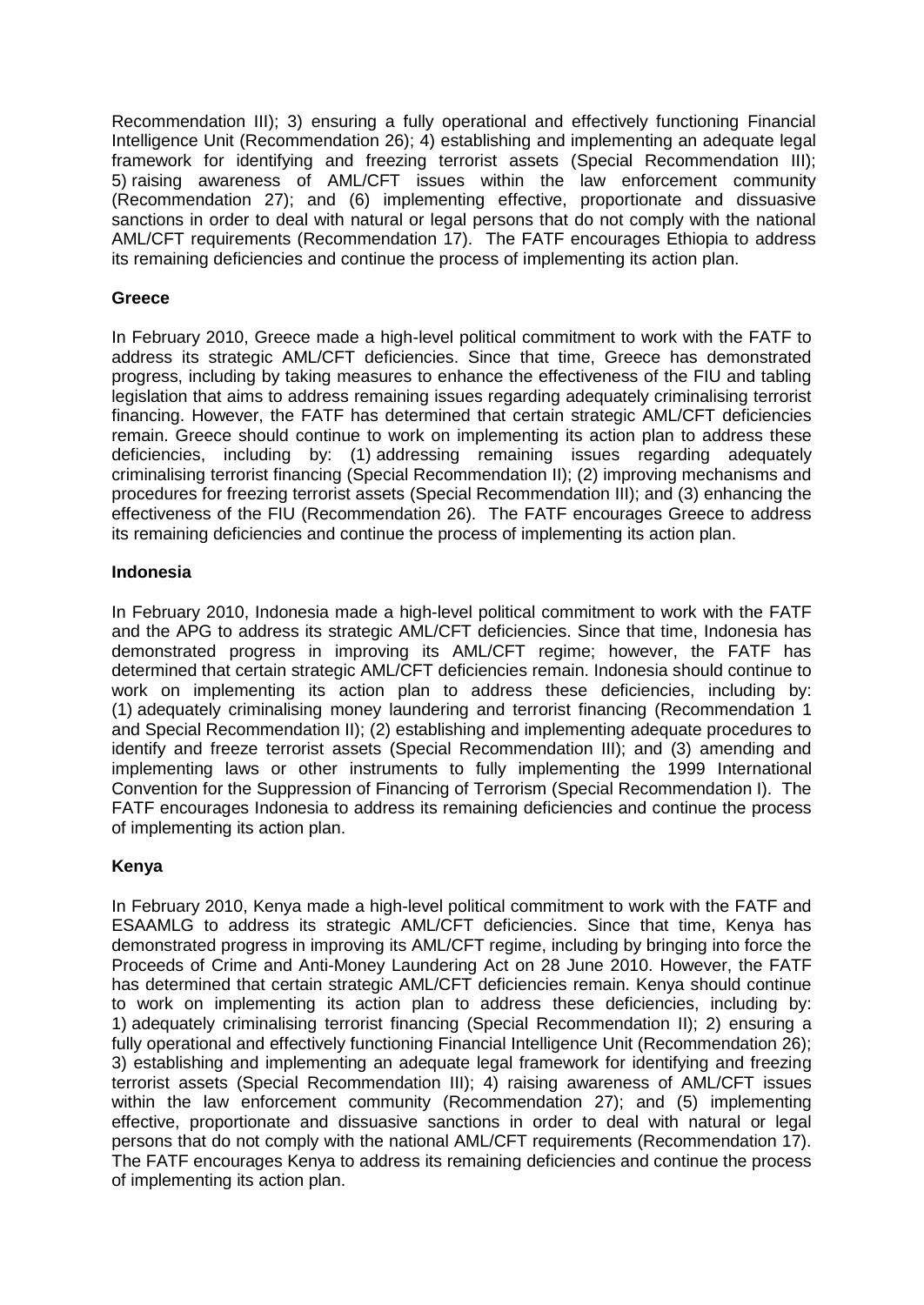Recommendation III); 3) ensuring a fully operational and effectively functioning Financial Intelligence Unit (Recommendation 26); 4) establishing and implementing an adequate legal framework for identifying and freezing terrorist assets (Special Recommendation III); 5) raising awareness of AML/CFT issues within the law enforcement community (Recommendation 27); and (6) implementing effective, proportionate and dissuasive sanctions in order to deal with natural or legal persons that do not comply with the national AML/CFT requirements (Recommendation 17). The FATF encourages Ethiopia to address its remaining deficiencies and continue the process of implementing its action plan.

**Greece**

In February 2010, Greece made a high-level political commitment to work with the FATF to address its strategic AML/CFT deficiencies. Since that time, Greece has demonstrated progress, including by taking measures to enhance the effectiveness of the FIU and tabling legislation that aims to address remaining issues regarding adequately criminalising terrorist financing. However, the FATF has determined that certain strategic AML/CFT deficiencies remain. Greece should continue to work on implementing its action plan to address these deficiencies, including by: (1) addressing remaining issues regarding adequately criminalising terrorist financing (Special Recommendation II); (2) improving mechanisms and procedures for freezing terrorist assets (Special Recommendation III); and (3) enhancing the effectiveness of the FIU (Recommendation 26). The FATF encourages Greece to address its remaining deficiencies and continue the process of implementing its action plan.

**Indonesia**

In February 2010, Indonesia made a high-level political commitment to work with the FATF and the APG to address its strategic AML/CFT deficiencies. Since that time, Indonesia has demonstrated progress in improving its AML/CFT regime; however, the FATF has determined that certain strategic AML/CFT deficiencies remain. Indonesia should continue to work on implementing its action plan to address these deficiencies, including by: (1) adequately criminalising money laundering and terrorist financing (Recommendation 1 and Special Recommendation II); (2) establishing and implementing adequate procedures to identify and freeze terrorist assets (Special Recommendation III); and (3) amending and implementing laws or other instruments to fully implementing the 1999 International Convention for the Suppression of Financing of Terrorism (Special Recommendation I). The FATF encourages Indonesia to address its remaining deficiencies and continue the process of implementing its action plan.

**Kenya**

In February 2010, Kenya made a high-level political commitment to work with the FATF and ESAAMLG to address its strategic AML/CFT deficiencies. Since that time, Kenya has demonstrated progress in improving its AML/CFT regime, including by bringing into force the Proceeds of Crime and Anti-Money Laundering Act on 28 June 2010. However, the FATF has determined that certain strategic AML/CFT deficiencies remain. Kenya should continue to work on implementing its action plan to address these deficiencies, including by: 1) adequately criminalising terrorist financing (Special Recommendation II); 2) ensuring a fully operational and effectively functioning Financial Intelligence Unit (Recommendation 26); 3) establishing and implementing an adequate legal framework for identifying and freezing terrorist assets (Special Recommendation III); 4) raising awareness of AML/CFT issues within the law enforcement community (Recommendation 27); and (5) implementing effective, proportionate and dissuasive sanctions in order to deal with natural or legal persons that do not comply with the national AML/CFT requirements (Recommendation 17). The FATF encourages Kenya to address its remaining deficiencies and continue the process of implementing its action plan.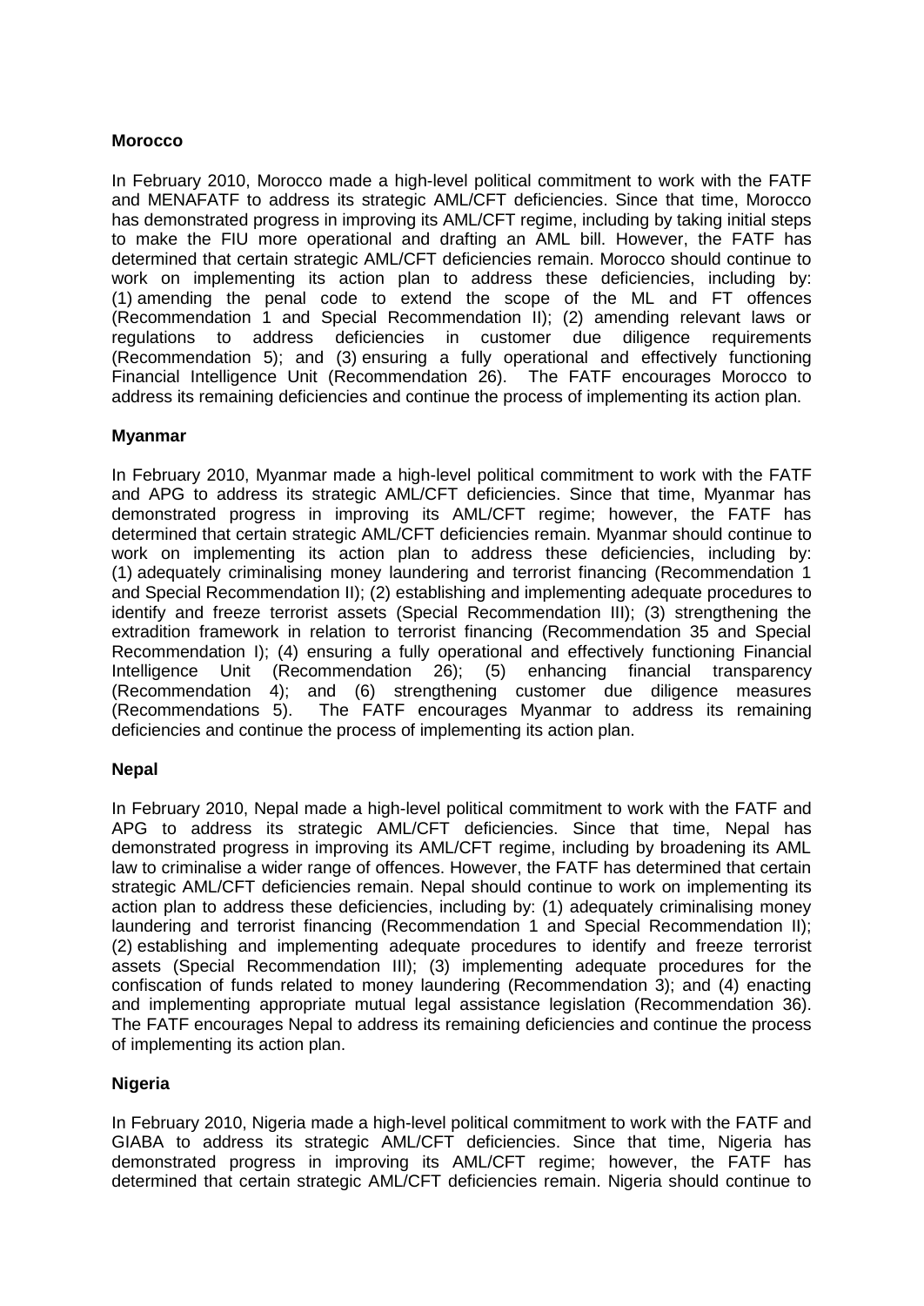**Morocco**

In February 2010, Morocco made a high-level political commitment to work with the FATF and MENAFATF to address its strategic AML/CFT deficiencies. Since that time, Morocco has demonstrated progress in improving its AML/CFT regime, including by taking initial steps to make the FIU more operational and drafting an AML bill. However, the FATF has determined that certain strategic AML/CFT deficiencies remain. Morocco should continue to work on implementing its action plan to address these deficiencies, including by: (1) amending the penal code to extend the scope of the ML and FT offences (Recommendation 1 and Special Recommendation II); (2) amending relevant laws or regulations to address deficiencies in customer due diligence requirements (Recommendation 5); and (3) ensuring a fully operational and effectively functioning Financial Intelligence Unit (Recommendation 26). The FATF encourages Morocco to address its remaining deficiencies and continue the process of implementing its action plan.

**Myanmar**

In February 2010, Myanmar made a high-level political commitment to work with the FATF and APG to address its strategic AML/CFT deficiencies. Since that time, Myanmar has demonstrated progress in improving its AML/CFT regime; however, the FATF has determined that certain strategic AML/CFT deficiencies remain. Myanmar should continue to work on implementing its action plan to address these deficiencies, including by: (1) adequately criminalising money laundering and terrorist financing (Recommendation 1 and Special Recommendation II); (2) establishing and implementing adequate procedures to identify and freeze terrorist assets (Special Recommendation III); (3) strengthening the extradition framework in relation to terrorist financing (Recommendation 35 and Special Recommendation I); (4) ensuring a fully operational and effectively functioning Financial Intelligence Unit (Recommendation 26); (5) enhancing financial transparency (Recommendation 4); and (6) strengthening customer due diligence measures (Recommendations 5). The FATF encourages Myanmar to address its remaining deficiencies and continue the process of implementing its action plan.

**Nepal**

In February 2010, Nepal made a high-level political commitment to work with the FATF and APG to address its strategic AML/CFT deficiencies. Since that time, Nepal has demonstrated progress in improving its AML/CFT regime, including by broadening its AML law to criminalise a wider range of offences. However, the FATF has determined that certain strategic AML/CFT deficiencies remain. Nepal should continue to work on implementing its action plan to address these deficiencies, including by: (1) adequately criminalising money laundering and terrorist financing (Recommendation 1 and Special Recommendation II); (2) establishing and implementing adequate procedures to identify and freeze terrorist assets (Special Recommendation III); (3) implementing adequate procedures for the confiscation of funds related to money laundering (Recommendation 3); and (4) enacting and implementing appropriate mutual legal assistance legislation (Recommendation 36). The FATF encourages Nepal to address its remaining deficiencies and continue the process of implementing its action plan.

**Nigeria**

In February 2010, Nigeria made a high-level political commitment to work with the FATF and GIABA to address its strategic AML/CFT deficiencies. Since that time, Nigeria has demonstrated progress in improving its AML/CFT regime; however, the FATF has determined that certain strategic AML/CFT deficiencies remain. Nigeria should continue to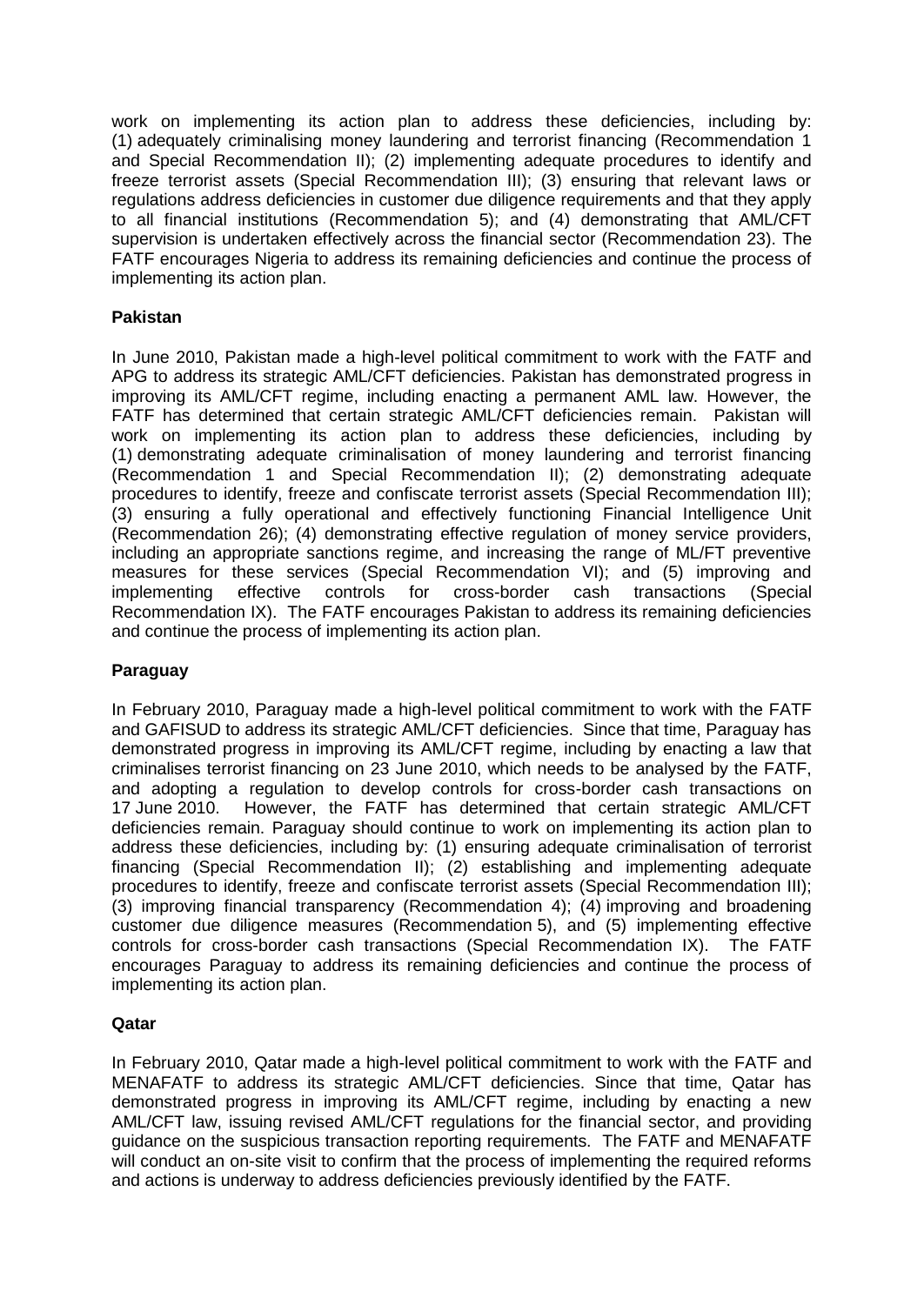work on implementing its action plan to address these deficiencies, including by: (1) adequately criminalising money laundering and terrorist financing (Recommendation 1 and Special Recommendation II); (2) implementing adequate procedures to identify and freeze terrorist assets (Special Recommendation III); (3) ensuring that relevant laws or regulations address deficiencies in customer due diligence requirements and that they apply to all financial institutions (Recommendation 5); and (4) demonstrating that AML/CFT supervision is undertaken effectively across the financial sector (Recommendation 23). The FATF encourages Nigeria to address its remaining deficiencies and continue the process of implementing its action plan.

**Pakistan**

In June 2010, Pakistan made a high-level political commitment to work with the FATF and APG to address its strategic AML/CFT deficiencies. Pakistan has demonstrated progress in improving its AML/CFT regime, including enacting a permanent AML law. However, the FATF has determined that certain strategic AML/CFT deficiencies remain. Pakistan will work on implementing its action plan to address these deficiencies, including by (1) demonstrating adequate criminalisation of money laundering and terrorist financing (Recommendation 1 and Special Recommendation II); (2) demonstrating adequate procedures to identify, freeze and confiscate terrorist assets (Special Recommendation III); (3) ensuring a fully operational and effectively functioning Financial Intelligence Unit (Recommendation 26); (4) demonstrating effective regulation of money service providers, including an appropriate sanctions regime, and increasing the range of ML/FT preventive measures for these services (Special Recommendation VI); and (5) improving and implementing effective controls for cross-border cash transactions (Special Recommendation IX). The FATF encourages Pakistan to address its remaining deficiencies and continue the process of implementing its action plan.

**Paraguay**

In February 2010, Paraguay made a high-level political commitment to work with the FATF and GAFISUD to address its strategic AML/CFT deficiencies. Since that time, Paraguay has demonstrated progress in improving its AML/CFT regime, including by enacting a law that criminalises terrorist financing on 23 June 2010, which needs to be analysed by the FATF, and adopting a regulation to develop controls for cross-border cash transactions on 17 June 2010. However, the FATF has determined that certain strategic AML/CFT deficiencies remain. Paraguay should continue to work on implementing its action plan to address these deficiencies, including by: (1) ensuring adequate criminalisation of terrorist financing (Special Recommendation II); (2) establishing and implementing adequate procedures to identify, freeze and confiscate terrorist assets (Special Recommendation III); (3) improving financial transparency (Recommendation 4); (4) improving and broadening customer due diligence measures (Recommendation 5), and (5) implementing effective controls for cross-border cash transactions (Special Recommendation IX). The FATF encourages Paraguay to address its remaining deficiencies and continue the process of implementing its action plan.

**Qatar**

In February 2010, Qatar made a high-level political commitment to work with the FATF and MENAFATF to address its strategic AML/CFT deficiencies. Since that time, Qatar has demonstrated progress in improving its AML/CFT regime, including by enacting a new AML/CFT law, issuing revised AML/CFT regulations for the financial sector, and providing guidance on the suspicious transaction reporting requirements. The FATF and MENAFATF will conduct an on-site visit to confirm that the process of implementing the required reforms and actions is underway to address deficiencies previously identified by the FATF.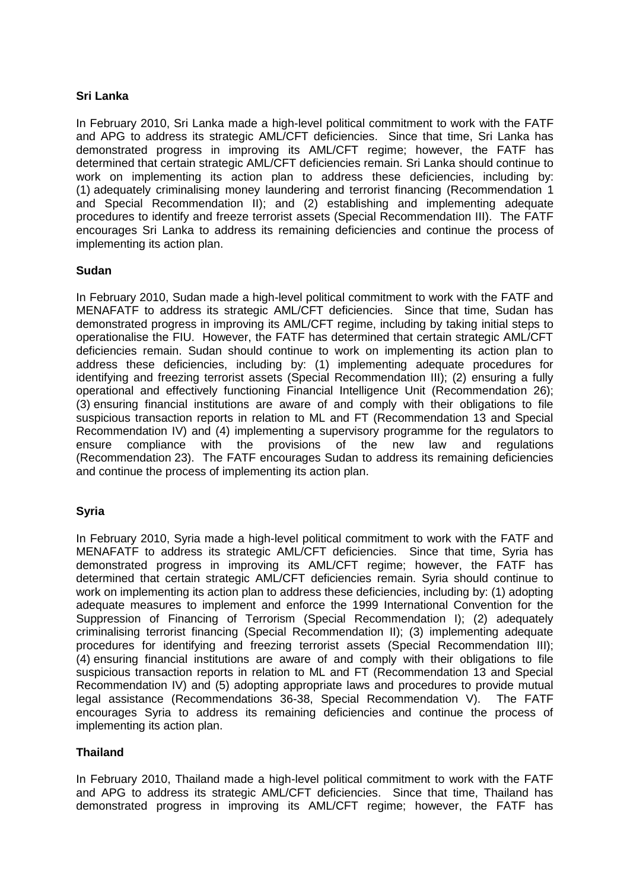**Sri Lanka**

In February 2010, Sri Lanka made a high-level political commitment to work with the FATF and APG to address its strategic AML/CFT deficiencies. Since that time, Sri Lanka has demonstrated progress in improving its AML/CFT regime; however, the FATF has determined that certain strategic AML/CFT deficiencies remain. Sri Lanka should continue to work on implementing its action plan to address these deficiencies, including by: (1) adequately criminalising money laundering and terrorist financing (Recommendation 1 and Special Recommendation II); and (2) establishing and implementing adequate procedures to identify and freeze terrorist assets (Special Recommendation III). The FATF encourages Sri Lanka to address its remaining deficiencies and continue the process of implementing its action plan.

**Sudan**

In February 2010, Sudan made a high-level political commitment to work with the FATF and MENAFATF to address its strategic AML/CFT deficiencies. Since that time, Sudan has demonstrated progress in improving its AML/CFT regime, including by taking initial steps to operationalise the FIU. However, the FATF has determined that certain strategic AML/CFT deficiencies remain. Sudan should continue to work on implementing its action plan to address these deficiencies, including by: (1) implementing adequate procedures for identifying and freezing terrorist assets (Special Recommendation III); (2) ensuring a fully operational and effectively functioning Financial Intelligence Unit (Recommendation 26); (3) ensuring financial institutions are aware of and comply with their obligations to file suspicious transaction reports in relation to ML and FT (Recommendation 13 and Special Recommendation IV) and (4) implementing a supervisory programme for the regulators to ensure compliance with the provisions of the new law and regulations (Recommendation 23). The FATF encourages Sudan to address its remaining deficiencies and continue the process of implementing its action plan.

**Syria**

In February 2010, Syria made a high-level political commitment to work with the FATF and MENAFATF to address its strategic AML/CFT deficiencies. Since that time, Syria has demonstrated progress in improving its AML/CFT regime; however, the FATF has determined that certain strategic AML/CFT deficiencies remain. Syria should continue to work on implementing its action plan to address these deficiencies, including by: (1) adopting adequate measures to implement and enforce the 1999 International Convention for the Suppression of Financing of Terrorism (Special Recommendation I); (2) adequately criminalising terrorist financing (Special Recommendation II); (3) implementing adequate procedures for identifying and freezing terrorist assets (Special Recommendation III); (4) ensuring financial institutions are aware of and comply with their obligations to file suspicious transaction reports in relation to ML and FT (Recommendation 13 and Special Recommendation IV) and (5) adopting appropriate laws and procedures to provide mutual legal assistance (Recommendations 36-38, Special Recommendation V). The FATF encourages Syria to address its remaining deficiencies and continue the process of implementing its action plan.

**Thailand**

In February 2010, Thailand made a high-level political commitment to work with the FATF and APG to address its strategic AML/CFT deficiencies. Since that time, Thailand has demonstrated progress in improving its AML/CFT regime; however, the FATF has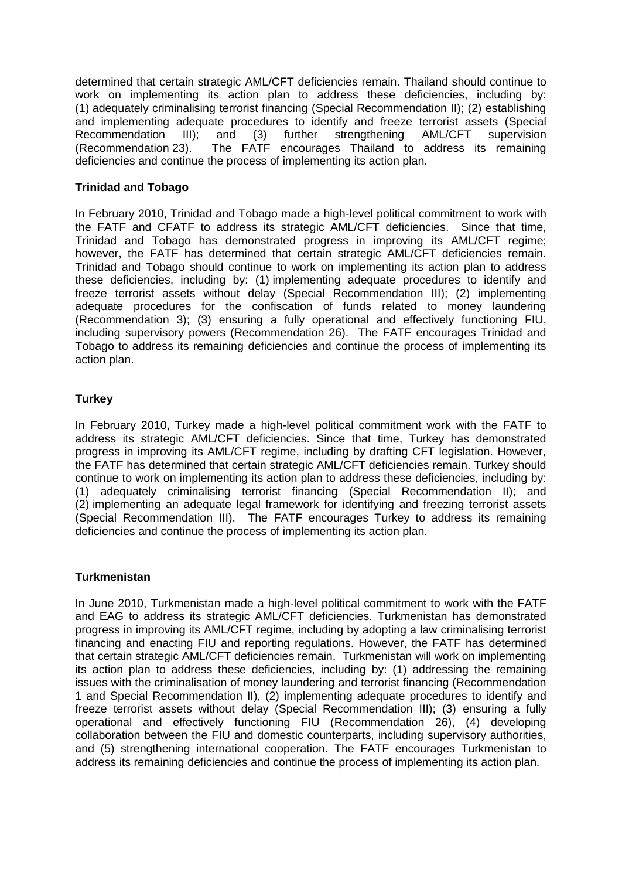determined that certain strategic AML/CFT deficiencies remain. Thailand should continue to work on implementing its action plan to address these deficiencies, including by: (1) adequately criminalising terrorist financing (Special Recommendation II); (2) establishing and implementing adequate procedures to identify and freeze terrorist assets (Special Recommendation III); and (3) further strengthening AML/CFT supervision (Recommendation 23). The FATF encourages Thailand to address its remaining deficiencies and continue the process of implementing its action plan.

**Trinidad and Tobago**

In February 2010, Trinidad and Tobago made a high-level political commitment to work with the FATF and CFATF to address its strategic AML/CFT deficiencies. Since that time, Trinidad and Tobago has demonstrated progress in improving its AML/CFT regime; however, the FATF has determined that certain strategic AML/CFT deficiencies remain. Trinidad and Tobago should continue to work on implementing its action plan to address these deficiencies, including by: (1) implementing adequate procedures to identify and freeze terrorist assets without delay (Special Recommendation III); (2) implementing adequate procedures for the confiscation of funds related to money laundering (Recommendation 3); (3) ensuring a fully operational and effectively functioning FIU, including supervisory powers (Recommendation 26). The FATF encourages Trinidad and Tobago to address its remaining deficiencies and continue the process of implementing its action plan.

**Turkey**

In February 2010, Turkey made a high-level political commitment work with the FATF to address its strategic AML/CFT deficiencies. Since that time, Turkey has demonstrated progress in improving its AML/CFT regime, including by drafting CFT legislation. However, the FATF has determined that certain strategic AML/CFT deficiencies remain. Turkey should continue to work on implementing its action plan to address these deficiencies, including by: (1) adequately criminalising terrorist financing (Special Recommendation II); and (2) implementing an adequate legal framework for identifying and freezing terrorist assets (Special Recommendation III). The FATF encourages Turkey to address its remaining deficiencies and continue the process of implementing its action plan.

**Turkmenistan**

In June 2010, Turkmenistan made a high-level political commitment to work with the FATF and EAG to address its strategic AML/CFT deficiencies. Turkmenistan has demonstrated progress in improving its AML/CFT regime, including by adopting a law criminalising terrorist financing and enacting FIU and reporting regulations. However, the FATF has determined that certain strategic AML/CFT deficiencies remain. Turkmenistan will work on implementing its action plan to address these deficiencies, including by: (1) addressing the remaining issues with the criminalisation of money laundering and terrorist financing (Recommendation 1 and Special Recommendation II), (2) implementing adequate procedures to identify and freeze terrorist assets without delay (Special Recommendation III); (3) ensuring a fully operational and effectively functioning FIU (Recommendation 26), (4) developing collaboration between the FIU and domestic counterparts, including supervisory authorities, and (5) strengthening international cooperation. The FATF encourages Turkmenistan to address its remaining deficiencies and continue the process of implementing its action plan.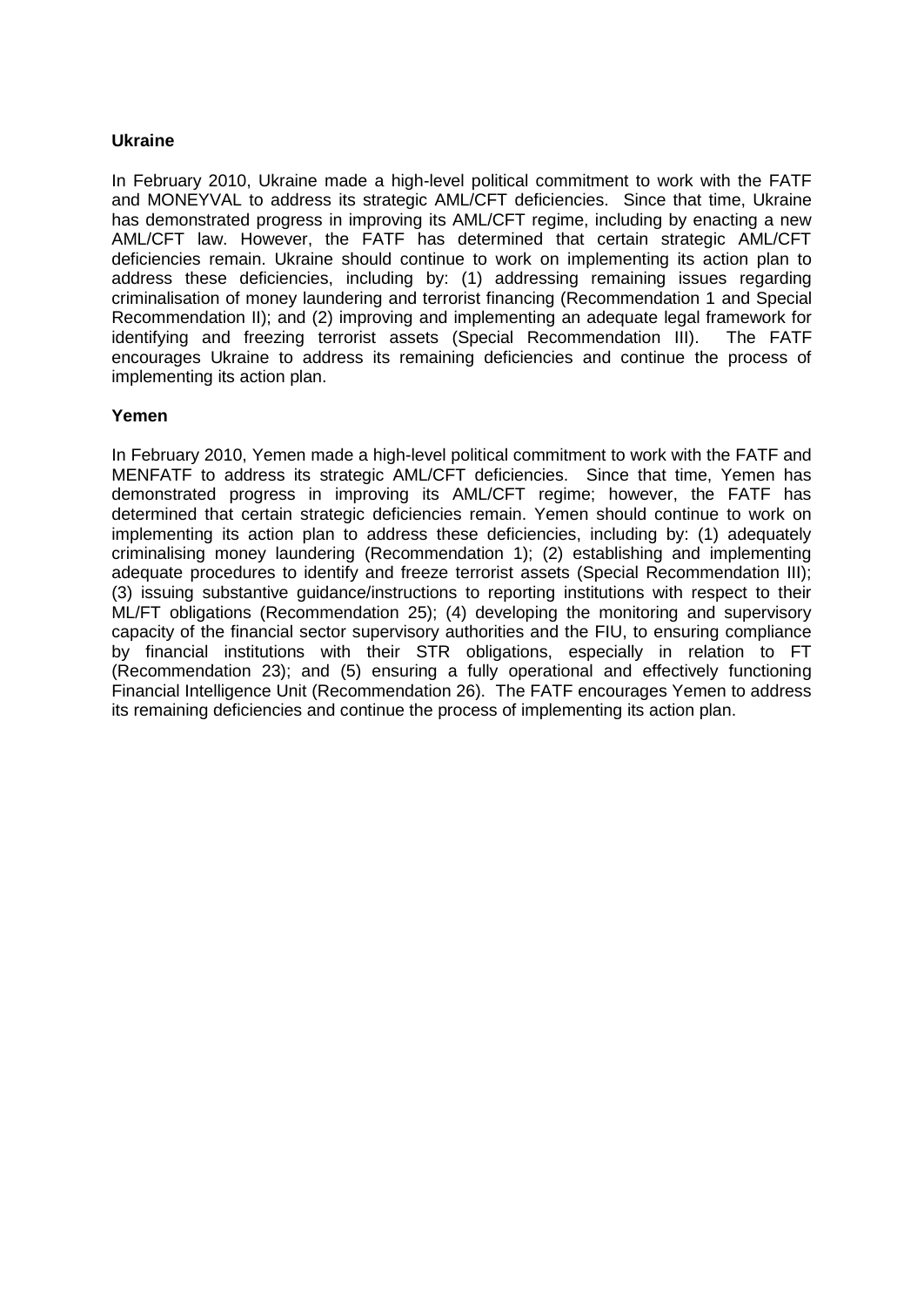**Ukraine**

In February 2010, Ukraine made a high-level political commitment to work with the FATF and MONEYVAL to address its strategic AML/CFT deficiencies. Since that time, Ukraine has demonstrated progress in improving its AML/CFT regime, including by enacting a new AML/CFT law. However, the FATF has determined that certain strategic AML/CFT deficiencies remain. Ukraine should continue to work on implementing its action plan to address these deficiencies, including by: (1) addressing remaining issues regarding criminalisation of money laundering and terrorist financing (Recommendation 1 and Special Recommendation II); and (2) improving and implementing an adequate legal framework for identifying and freezing terrorist assets (Special Recommendation III). The FATF encourages Ukraine to address its remaining deficiencies and continue the process of implementing its action plan.

**Yemen**

In February 2010, Yemen made a high-level political commitment to work with the FATF and MENFATF to address its strategic AML/CFT deficiencies. Since that time, Yemen has demonstrated progress in improving its AML/CFT regime; however, the FATF has determined that certain strategic deficiencies remain. Yemen should continue to work on implementing its action plan to address these deficiencies, including by: (1) adequately criminalising money laundering (Recommendation 1); (2) establishing and implementing adequate procedures to identify and freeze terrorist assets (Special Recommendation III); (3) issuing substantive guidance/instructions to reporting institutions with respect to their ML/FT obligations (Recommendation 25); (4) developing the monitoring and supervisory capacity of the financial sector supervisory authorities and the FIU, to ensuring compliance by financial institutions with their STR obligations, especially in relation to FT (Recommendation 23); and (5) ensuring a fully operational and effectively functioning Financial Intelligence Unit (Recommendation 26). The FATF encourages Yemen to address its remaining deficiencies and continue the process of implementing its action plan.